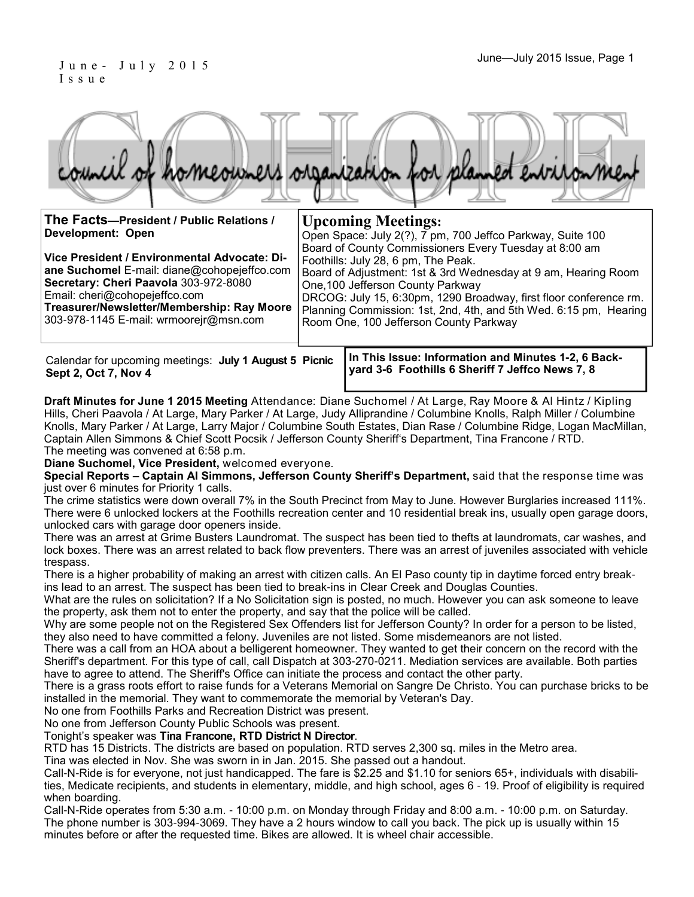June- July 2015 Issue

# COHOPE

## council of homeowners organization for planned environment

**The Facts—President / Public Relations / Development: Open**

**Vice President / Environmental Advocate: Diane Suchomel** E-mail: diane@cohopejeffco.com
**Secretary: Cheri Paavola** 303-972-8080
Email: cheri@cohopejeffco.com
**Treasurer/Newsletter/Membership: Ray Moore** 303-978-1145 E-mail: wrmoorejr@msn.com

## Upcoming Meetings:

Open Space: July 2(?), 7 pm, 700 Jeffco Parkway, Suite 100
Board of County Commissioners Every Tuesday at 8:00 am
Foothills: July 28, 6 pm, The Peak.
Board of Adjustment: 1st & 3rd Wednesday at 9 am, Hearing Room One,100 Jefferson County Parkway
DRCOG: July 15, 6:30pm, 1290 Broadway, first floor conference rm.
Planning Commission: 1st, 2nd, 4th, and 5th Wed. 6:15 pm, Hearing Room One, 100 Jefferson County Parkway

Calendar for upcoming meetings: **July 1 August 5 Picnic Sept 2, Oct 7, Nov 4**

**In This Issue: Information and Minutes 1-2, 6 Backyard 3-6 Foothills 6 Sheriff 7 Jeffco News 7, 8**

**Draft Minutes for June 1 2015 Meeting** Attendance: Diane Suchomel / At Large, Ray Moore & Al Hintz / Kipling Hills, Cheri Paavola / At Large, Mary Parker / At Large, Judy Alliprandine / Columbine Knolls, Ralph Miller / Columbine Knolls, Mary Parker / At Large, Larry Major / Columbine South Estates, Dian Rase / Columbine Ridge, Logan MacMillan, Captain Allen Simmons & Chief Scott Pocsik / Jefferson County Sheriff's Department, Tina Francone / RTD.
The meeting was convened at 6:58 p.m.

**Diane Suchomel, Vice President,** welcomed everyone.

**Special Reports – Captain Al Simmons, Jefferson County Sheriff's Department,** said that the response time was just over 6 minutes for Priority 1 calls.

The crime statistics were down overall 7% in the South Precinct from May to June. However Burglaries increased 111%. There were 6 unlocked lockers at the Foothills recreation center and 10 residential break ins, usually open garage doors, unlocked cars with garage door openers inside.

There was an arrest at Grime Busters Laundromat. The suspect has been tied to thefts at laundromats, car washes, and lock boxes. There was an arrest related to back flow preventers. There was an arrest of juveniles associated with vehicle trespass.

There is a higher probability of making an arrest with citizen calls. An El Paso county tip in daytime forced entry break-ins lead to an arrest. The suspect has been tied to break-ins in Clear Creek and Douglas Counties.

What are the rules on solicitation? If a No Solicitation sign is posted, no much. However you can ask someone to leave the property, ask them not to enter the property, and say that the police will be called.

Why are some people not on the Registered Sex Offenders list for Jefferson County? In order for a person to be listed, they also need to have committed a felony. Juveniles are not listed. Some misdemeanors are not listed.

There was a call from an HOA about a belligerent homeowner. They wanted to get their concern on the record with the Sheriff's department. For this type of call, call Dispatch at 303-270-0211. Mediation services are available. Both parties have to agree to attend. The Sheriff's Office can initiate the process and contact the other party.

There is a grass roots effort to raise funds for a Veterans Memorial on Sangre De Christo. You can purchase bricks to be installed in the memorial. They want to commemorate the memorial by Veteran's Day.

No one from Foothills Parks and Recreation District was present.

No one from Jefferson County Public Schools was present.

Tonight's speaker was **Tina Francone, RTD District N Director**.

RTD has 15 Districts. The districts are based on population. RTD serves 2,300 sq. miles in the Metro area.

Tina was elected in Nov. She was sworn in in Jan. 2015. She passed out a handout.

Call-N-Ride is for everyone, not just handicapped. The fare is $2.25 and $1.10 for seniors 65+, individuals with disabilities, Medicate recipients, and students in elementary, middle, and high school, ages 6 - 19. Proof of eligibility is required when boarding.

Call-N-Ride operates from 5:30 a.m. - 10:00 p.m. on Monday through Friday and 8:00 a.m. - 10:00 p.m. on Saturday. The phone number is 303-994-3069. They have a 2 hours window to call you back. The pick up is usually within 15 minutes before or after the requested time. Bikes are allowed. It is wheel chair accessible.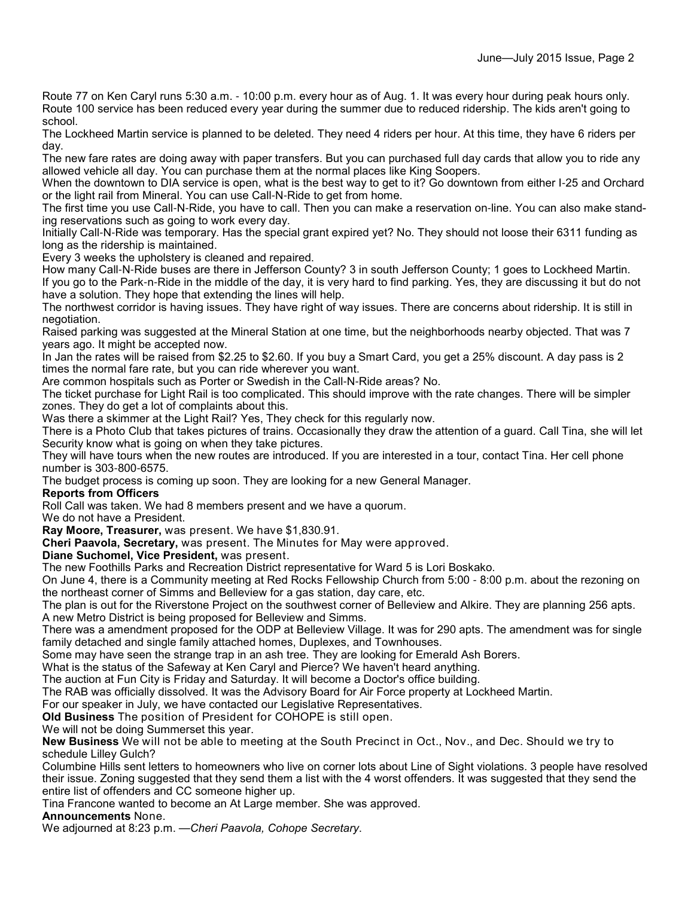Route 77 on Ken Caryl runs 5:30 a.m. - 10:00 p.m. every hour as of Aug. 1. It was every hour during peak hours only.

Route 100 service has been reduced every year during the summer due to reduced ridership. The kids aren't going to school.

The Lockheed Martin service is planned to be deleted. They need 4 riders per hour. At this time, they have 6 riders per day.

The new fare rates are doing away with paper transfers. But you can purchased full day cards that allow you to ride any allowed vehicle all day. You can purchase them at the normal places like King Soopers.

When the downtown to DIA service is open, what is the best way to get to it? Go downtown from either I-25 and Orchard or the light rail from Mineral. You can use Call-N-Ride to get from home.

The first time you use Call-N-Ride, you have to call. Then you can make a reservation on-line. You can also make standing reservations such as going to work every day.

Initially Call-N-Ride was temporary. Has the special grant expired yet? No. They should not loose their 6311 funding as long as the ridership is maintained.

Every 3 weeks the upholstery is cleaned and repaired.

How many Call-N-Ride buses are there in Jefferson County? 3 in south Jefferson County; 1 goes to Lockheed Martin.

If you go to the Park-n-Ride in the middle of the day, it is very hard to find parking. Yes, they are discussing it but do not have a solution. They hope that extending the lines will help.

The northwest corridor is having issues. They have right of way issues. There are concerns about ridership. It is still in negotiation.

Raised parking was suggested at the Mineral Station at one time, but the neighborhoods nearby objected. That was 7 years ago. It might be accepted now.

In Jan the rates will be raised from $2.25 to $2.60. If you buy a Smart Card, you get a 25% discount. A day pass is 2 times the normal fare rate, but you can ride wherever you want.

Are common hospitals such as Porter or Swedish in the Call-N-Ride areas? No.

The ticket purchase for Light Rail is too complicated. This should improve with the rate changes. There will be simpler zones. They do get a lot of complaints about this.

Was there a skimmer at the Light Rail? Yes, They check for this regularly now.

There is a Photo Club that takes pictures of trains. Occasionally they draw the attention of a guard. Call Tina, she will let Security know what is going on when they take pictures.

They will have tours when the new routes are introduced. If you are interested in a tour, contact Tina. Her cell phone number is 303-800-6575.

The budget process is coming up soon. They are looking for a new General Manager.

**Reports from Officers**

Roll Call was taken. We had 8 members present and we have a quorum.

We do not have a President.

**Ray Moore, Treasurer,** was present. We have $1,830.91.

**Cheri Paavola, Secretary,** was present. The Minutes for May were approved.

**Diane Suchomel, Vice President,** was present.

The new Foothills Parks and Recreation District representative for Ward 5 is Lori Boskako.

On June 4, there is a Community meeting at Red Rocks Fellowship Church from 5:00 - 8:00 p.m. about the rezoning on the northeast corner of Simms and Belleview for a gas station, day care, etc.

The plan is out for the Riverstone Project on the southwest corner of Belleview and Alkire. They are planning 256 apts.

A new Metro District is being proposed for Belleview and Simms.

There was a amendment proposed for the ODP at Belleview Village. It was for 290 apts. The amendment was for single family detached and single family attached homes, Duplexes, and Townhouses.

Some may have seen the strange trap in an ash tree. They are looking for Emerald Ash Borers.

What is the status of the Safeway at Ken Caryl and Pierce? We haven't heard anything.

The auction at Fun City is Friday and Saturday. It will become a Doctor's office building.

The RAB was officially dissolved. It was the Advisory Board for Air Force property at Lockheed Martin.

For our speaker in July, we have contacted our Legislative Representatives.

**Old Business** The position of President for COHOPE is still open.

We will not be doing Summerset this year.

**New Business** We will not be able to meeting at the South Precinct in Oct., Nov., and Dec. Should we try to schedule Lilley Gulch?

Columbine Hills sent letters to homeowners who live on corner lots about Line of Sight violations. 3 people have resolved their issue. Zoning suggested that they send them a list with the 4 worst offenders. It was suggested that they send the entire list of offenders and CC someone higher up.

Tina Francone wanted to become an At Large member. She was approved.

**Announcements** None.

We adjourned at 8:23 p.m. —*Cheri Paavola, Cohope Secretary*.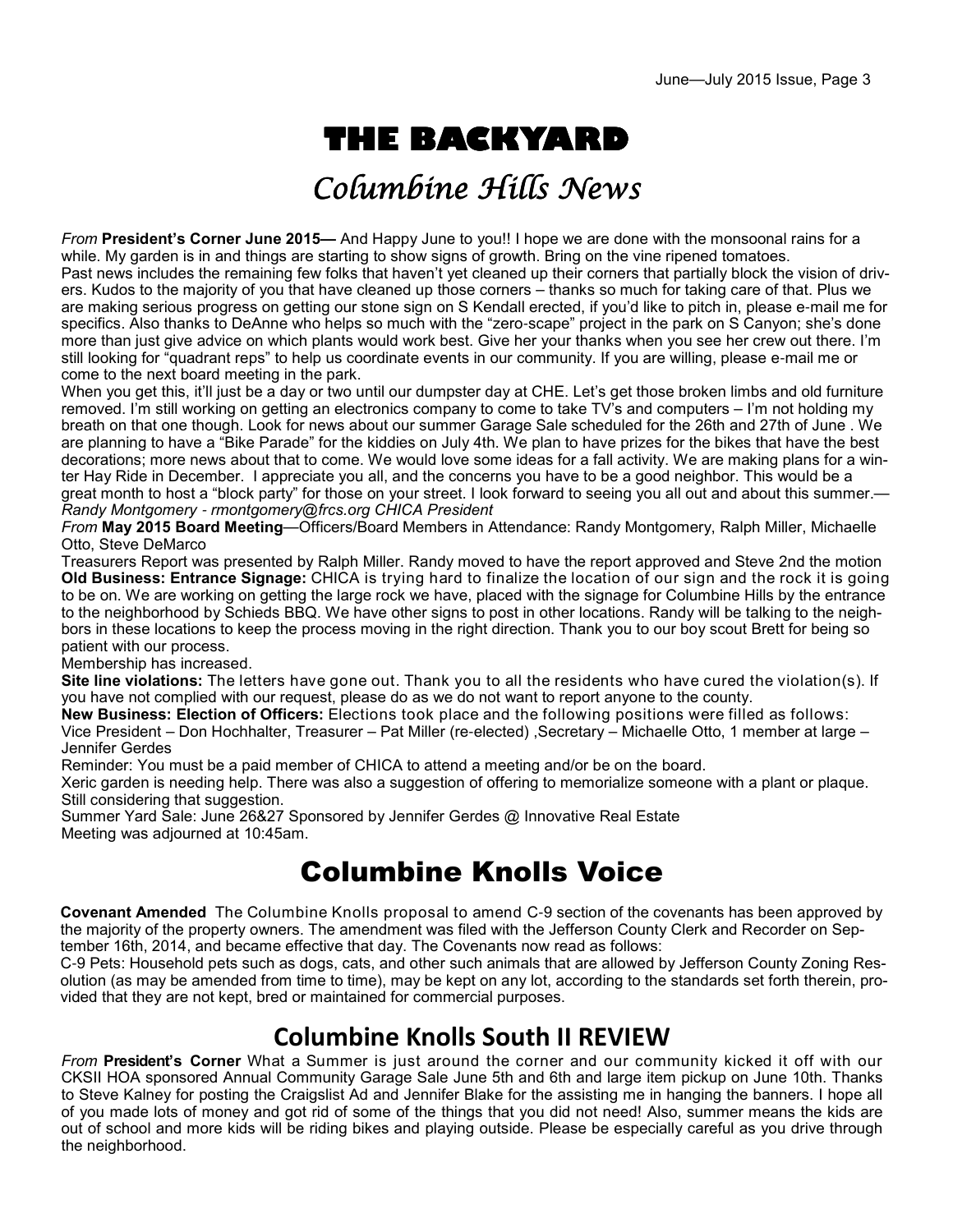# THE BACKYARD

## Columbine Hills News

*From* **President's Corner June 2015—** And Happy June to you!! I hope we are done with the monsoonal rains for a while. My garden is in and things are starting to show signs of growth. Bring on the vine ripened tomatoes.

Past news includes the remaining few folks that haven't yet cleaned up their corners that partially block the vision of drivers. Kudos to the majority of you that have cleaned up those corners – thanks so much for taking care of that. Plus we are making serious progress on getting our stone sign on S Kendall erected, if you'd like to pitch in, please e-mail me for specifics. Also thanks to DeAnne who helps so much with the "zero-scape" project in the park on S Canyon; she's done more than just give advice on which plants would work best. Give her your thanks when you see her crew out there. I'm still looking for "quadrant reps" to help us coordinate events in our community. If you are willing, please e-mail me or come to the next board meeting in the park.

When you get this, it'll just be a day or two until our dumpster day at CHE. Let's get those broken limbs and old furniture removed. I'm still working on getting an electronics company to come to take TV's and computers – I'm not holding my breath on that one though. Look for news about our summer Garage Sale scheduled for the 26th and 27th of June . We are planning to have a "Bike Parade" for the kiddies on July 4th. We plan to have prizes for the bikes that have the best decorations; more news about that to come. We would love some ideas for a fall activity. We are making plans for a winter Hay Ride in December. I appreciate you all, and the concerns you have to be a good neighbor. This would be a great month to host a "block party" for those on your street. I look forward to seeing you all out and about this summer.—*Randy Montgomery - rmontgomery@frcs.org CHICA President*

*From* **May 2015 Board Meeting**—Officers/Board Members in Attendance: Randy Montgomery, Ralph Miller, Michaelle Otto, Steve DeMarco

Treasurers Report was presented by Ralph Miller. Randy moved to have the report approved and Steve 2nd the motion

**Old Business: Entrance Signage:** CHICA is trying hard to finalize the location of our sign and the rock it is going to be on. We are working on getting the large rock we have, placed with the signage for Columbine Hills by the entrance to the neighborhood by Schieds BBQ. We have other signs to post in other locations. Randy will be talking to the neighbors in these locations to keep the process moving in the right direction. Thank you to our boy scout Brett for being so patient with our process.

Membership has increased.

**Site line violations:** The letters have gone out. Thank you to all the residents who have cured the violation(s). If you have not complied with our request, please do as we do not want to report anyone to the county.

**New Business: Election of Officers:** Elections took place and the following positions were filled as follows: Vice President – Don Hochhalter, Treasurer – Pat Miller (re-elected) ,Secretary – Michaelle Otto, 1 member at large – Jennifer Gerdes

Reminder: You must be a paid member of CHICA to attend a meeting and/or be on the board.

Xeric garden is needing help. There was also a suggestion of offering to memorialize someone with a plant or plaque. Still considering that suggestion.

Summer Yard Sale: June 26&27 Sponsored by Jennifer Gerdes @ Innovative Real Estate

Meeting was adjourned at 10:45am.

# Columbine Knolls Voice

**Covenant Amended** The Columbine Knolls proposal to amend C-9 section of the covenants has been approved by the majority of the property owners. The amendment was filed with the Jefferson County Clerk and Recorder on September 16th, 2014, and became effective that day. The Covenants now read as follows:

C-9 Pets: Household pets such as dogs, cats, and other such animals that are allowed by Jefferson County Zoning Resolution (as may be amended from time to time), may be kept on any lot, according to the standards set forth therein, provided that they are not kept, bred or maintained for commercial purposes.

## Columbine Knolls South II REVIEW

*From* **President's Corner** What a Summer is just around the corner and our community kicked it off with our CKSII HOA sponsored Annual Community Garage Sale June 5th and 6th and large item pickup on June 10th. Thanks to Steve Kalney for posting the Craigslist Ad and Jennifer Blake for the assisting me in hanging the banners. I hope all of you made lots of money and got rid of some of the things that you did not need! Also, summer means the kids are out of school and more kids will be riding bikes and playing outside. Please be especially careful as you drive through the neighborhood.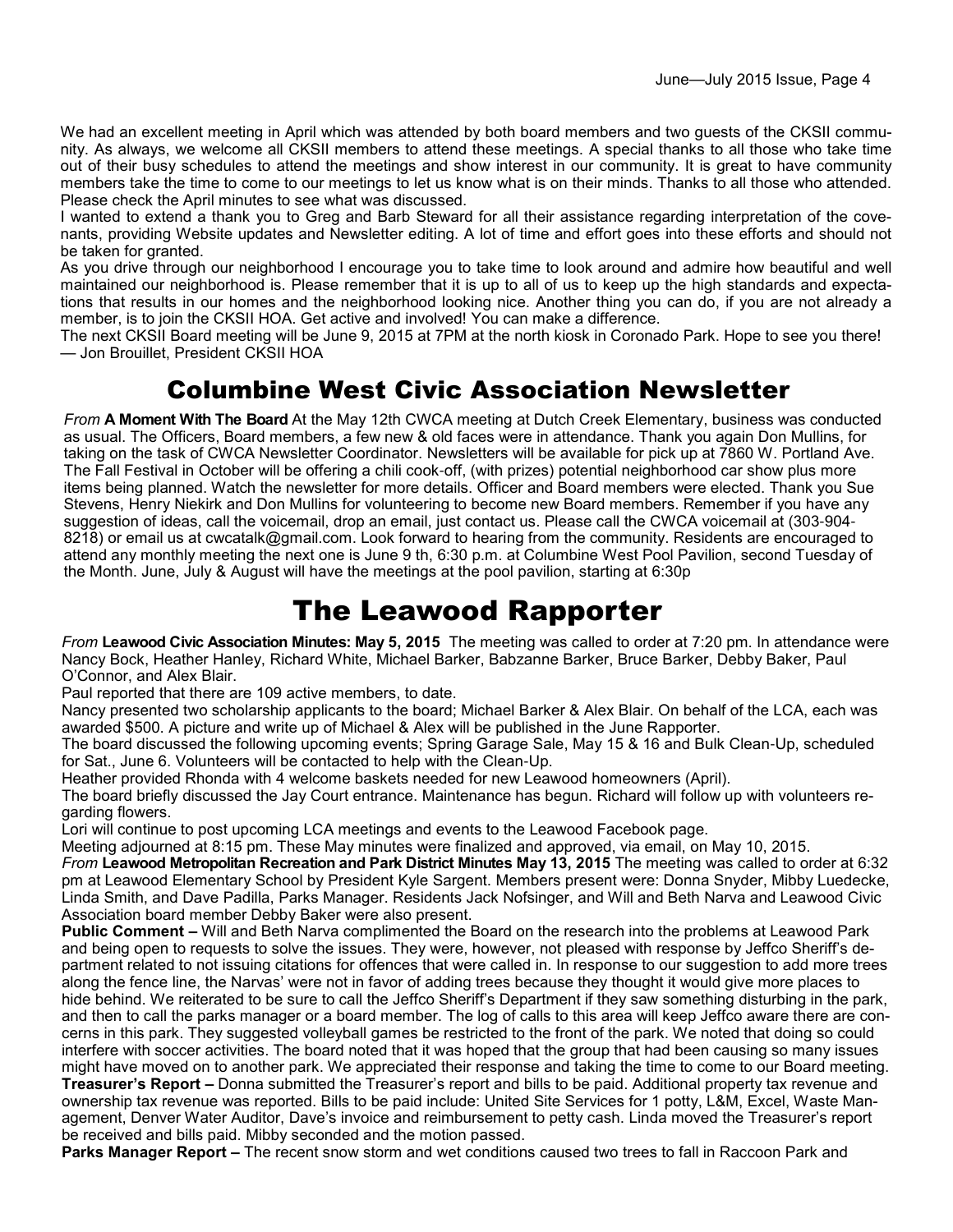We had an excellent meeting in April which was attended by both board members and two guests of the CKSII community. As always, we welcome all CKSII members to attend these meetings. A special thanks to all those who take time out of their busy schedules to attend the meetings and show interest in our community. It is great to have community members take the time to come to our meetings to let us know what is on their minds. Thanks to all those who attended. Please check the April minutes to see what was discussed.

I wanted to extend a thank you to Greg and Barb Steward for all their assistance regarding interpretation of the covenants, providing Website updates and Newsletter editing. A lot of time and effort goes into these efforts and should not be taken for granted.

As you drive through our neighborhood I encourage you to take time to look around and admire how beautiful and well maintained our neighborhood is. Please remember that it is up to all of us to keep up the high standards and expectations that results in our homes and the neighborhood looking nice. Another thing you can do, if you are not already a member, is to join the CKSII HOA. Get active and involved! You can make a difference.

The next CKSII Board meeting will be June 9, 2015 at 7PM at the north kiosk in Coronado Park. Hope to see you there!
— Jon Brouillet, President CKSII HOA

## Columbine West Civic Association Newsletter

*From* **A Moment With The Board** At the May 12th CWCA meeting at Dutch Creek Elementary, business was conducted as usual. The Officers, Board members, a few new & old faces were in attendance. Thank you again Don Mullins, for taking on the task of CWCA Newsletter Coordinator. Newsletters will be available for pick up at 7860 W. Portland Ave. The Fall Festival in October will be offering a chili cook-off, (with prizes) potential neighborhood car show plus more items being planned. Watch the newsletter for more details. Officer and Board members were elected. Thank you Sue Stevens, Henry Niekirk and Don Mullins for volunteering to become new Board members. Remember if you have any suggestion of ideas, call the voicemail, drop an email, just contact us. Please call the CWCA voicemail at (303-904-8218) or email us at cwcatalk@gmail.com. Look forward to hearing from the community. Residents are encouraged to attend any monthly meeting the next one is June 9 th, 6:30 p.m. at Columbine West Pool Pavilion, second Tuesday of the Month. June, July & August will have the meetings at the pool pavilion, starting at 6:30p

## The Leawood Rapporter

*From* **Leawood Civic Association Minutes: May 5, 2015** The meeting was called to order at 7:20 pm. In attendance were Nancy Bock, Heather Hanley, Richard White, Michael Barker, Babzanne Barker, Bruce Barker, Debby Baker, Paul O'Connor, and Alex Blair.

Paul reported that there are 109 active members, to date.

Nancy presented two scholarship applicants to the board; Michael Barker & Alex Blair. On behalf of the LCA, each was awarded $500. A picture and write up of Michael & Alex will be published in the June Rapporter.

The board discussed the following upcoming events; Spring Garage Sale, May 15 & 16 and Bulk Clean-Up, scheduled for Sat., June 6. Volunteers will be contacted to help with the Clean-Up.

Heather provided Rhonda with 4 welcome baskets needed for new Leawood homeowners (April).

The board briefly discussed the Jay Court entrance. Maintenance has begun. Richard will follow up with volunteers regarding flowers.

Lori will continue to post upcoming LCA meetings and events to the Leawood Facebook page.

Meeting adjourned at 8:15 pm. These May minutes were finalized and approved, via email, on May 10, 2015.

*From* **Leawood Metropolitan Recreation and Park District Minutes May 13, 2015** The meeting was called to order at 6:32 pm at Leawood Elementary School by President Kyle Sargent. Members present were: Donna Snyder, Mibby Luedecke, Linda Smith, and Dave Padilla, Parks Manager. Residents Jack Nofsinger, and Will and Beth Narva and Leawood Civic Association board member Debby Baker were also present.

**Public Comment –** Will and Beth Narva complimented the Board on the research into the problems at Leawood Park and being open to requests to solve the issues. They were, however, not pleased with response by Jeffco Sheriff's department related to not issuing citations for offences that were called in. In response to our suggestion to add more trees along the fence line, the Narvas' were not in favor of adding trees because they thought it would give more places to hide behind. We reiterated to be sure to call the Jeffco Sheriff's Department if they saw something disturbing in the park, and then to call the parks manager or a board member. The log of calls to this area will keep Jeffco aware there are concerns in this park. They suggested volleyball games be restricted to the front of the park. We noted that doing so could interfere with soccer activities. The board noted that it was hoped that the group that had been causing so many issues might have moved on to another park. We appreciated their response and taking the time to come to our Board meeting.

**Treasurer's Report –** Donna submitted the Treasurer's report and bills to be paid. Additional property tax revenue and ownership tax revenue was reported. Bills to be paid include: United Site Services for 1 potty, L&M, Excel, Waste Management, Denver Water Auditor, Dave's invoice and reimbursement to petty cash. Linda moved the Treasurer's report be received and bills paid. Mibby seconded and the motion passed.

**Parks Manager Report –** The recent snow storm and wet conditions caused two trees to fall in Raccoon Park and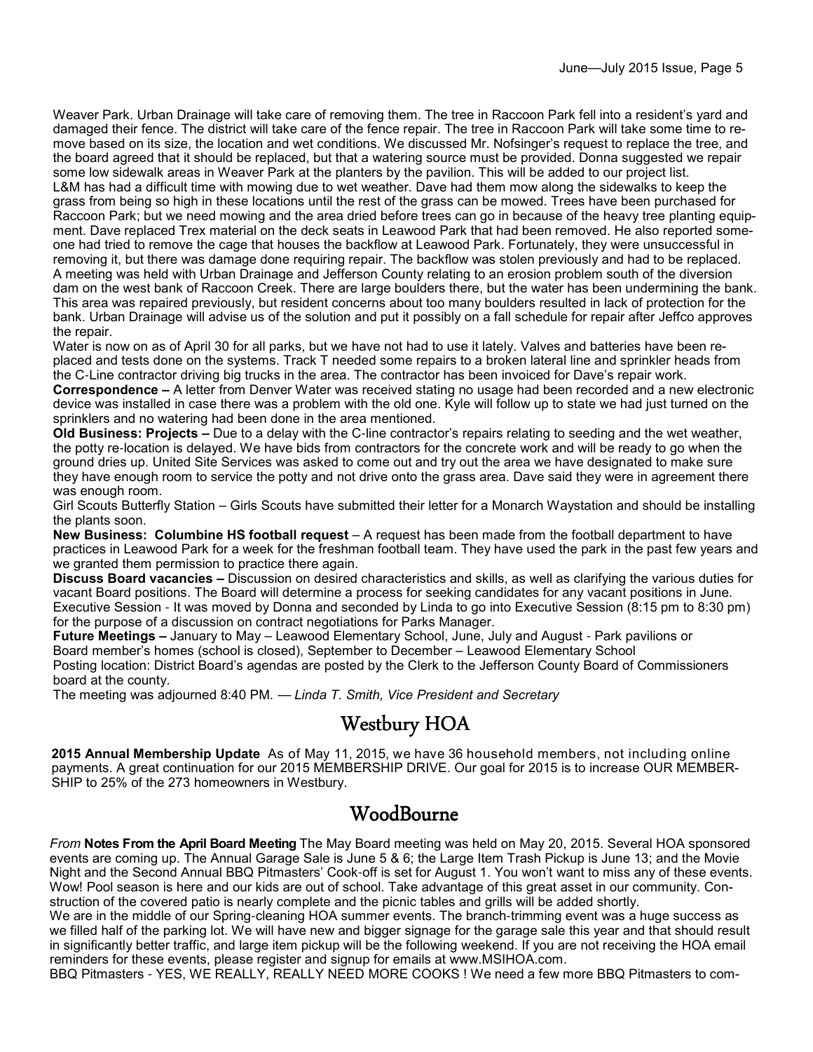Weaver Park. Urban Drainage will take care of removing them. The tree in Raccoon Park fell into a resident's yard and damaged their fence. The district will take care of the fence repair. The tree in Raccoon Park will take some time to remove based on its size, the location and wet conditions. We discussed Mr. Nofsinger's request to replace the tree, and the board agreed that it should be replaced, but that a watering source must be provided. Donna suggested we repair some low sidewalk areas in Weaver Park at the planters by the pavilion. This will be added to our project list.

L&M has had a difficult time with mowing due to wet weather. Dave had them mow along the sidewalks to keep the grass from being so high in these locations until the rest of the grass can be mowed. Trees have been purchased for Raccoon Park; but we need mowing and the area dried before trees can go in because of the heavy tree planting equipment. Dave replaced Trex material on the deck seats in Leawood Park that had been removed. He also reported someone had tried to remove the cage that houses the backflow at Leawood Park. Fortunately, they were unsuccessful in removing it, but there was damage done requiring repair. The backflow was stolen previously and had to be replaced.

A meeting was held with Urban Drainage and Jefferson County relating to an erosion problem south of the diversion dam on the west bank of Raccoon Creek. There are large boulders there, but the water has been undermining the bank. This area was repaired previously, but resident concerns about too many boulders resulted in lack of protection for the bank. Urban Drainage will advise us of the solution and put it possibly on a fall schedule for repair after Jeffco approves the repair.

Water is now on as of April 30 for all parks, but we have not had to use it lately. Valves and batteries have been replaced and tests done on the systems. Track T needed some repairs to a broken lateral line and sprinkler heads from the C-Line contractor driving big trucks in the area. The contractor has been invoiced for Dave's repair work.

**Correspondence –** A letter from Denver Water was received stating no usage had been recorded and a new electronic device was installed in case there was a problem with the old one. Kyle will follow up to state we had just turned on the sprinklers and no watering had been done in the area mentioned.

**Old Business: Projects –** Due to a delay with the C-line contractor's repairs relating to seeding and the wet weather, the potty re-location is delayed. We have bids from contractors for the concrete work and will be ready to go when the ground dries up. United Site Services was asked to come out and try out the area we have designated to make sure they have enough room to service the potty and not drive onto the grass area. Dave said they were in agreement there was enough room.

Girl Scouts Butterfly Station – Girls Scouts have submitted their letter for a Monarch Waystation and should be installing the plants soon.

**New Business: Columbine HS football request** – A request has been made from the football department to have practices in Leawood Park for a week for the freshman football team. They have used the park in the past few years and we granted them permission to practice there again.

**Discuss Board vacancies –** Discussion on desired characteristics and skills, as well as clarifying the various duties for vacant Board positions. The Board will determine a process for seeking candidates for any vacant positions in June.

Executive Session - It was moved by Donna and seconded by Linda to go into Executive Session (8:15 pm to 8:30 pm) for the purpose of a discussion on contract negotiations for Parks Manager.

**Future Meetings –** January to May – Leawood Elementary School, June, July and August - Park pavilions or Board member's homes (school is closed), September to December – Leawood Elementary School

Posting location: District Board's agendas are posted by the Clerk to the Jefferson County Board of Commissioners board at the county.

The meeting was adjourned 8:40 PM. — *Linda T. Smith, Vice President and Secretary*

## Westbury HOA

**2015 Annual Membership Update** As of May 11, 2015, we have 36 household members, not including online payments. A great continuation for our 2015 MEMBERSHIP DRIVE. Our goal for 2015 is to increase OUR MEMBERSHIP to 25% of the 273 homeowners in Westbury.

## WoodBourne

*From* **Notes From the April Board Meeting** The May Board meeting was held on May 20, 2015. Several HOA sponsored events are coming up. The Annual Garage Sale is June 5 & 6; the Large Item Trash Pickup is June 13; and the Movie Night and the Second Annual BBQ Pitmasters' Cook-off is set for August 1. You won't want to miss any of these events. Wow! Pool season is here and our kids are out of school. Take advantage of this great asset in our community. Construction of the covered patio is nearly complete and the picnic tables and grills will be added shortly.

We are in the middle of our Spring-cleaning HOA summer events. The branch-trimming event was a huge success as we filled half of the parking lot. We will have new and bigger signage for the garage sale this year and that should result in significantly better traffic, and large item pickup will be the following weekend. If you are not receiving the HOA email reminders for these events, please register and signup for emails at www.MSIHOA.com.

BBQ Pitmasters - YES, WE REALLY, REALLY NEED MORE COOKS ! We need a few more BBQ Pitmasters to com-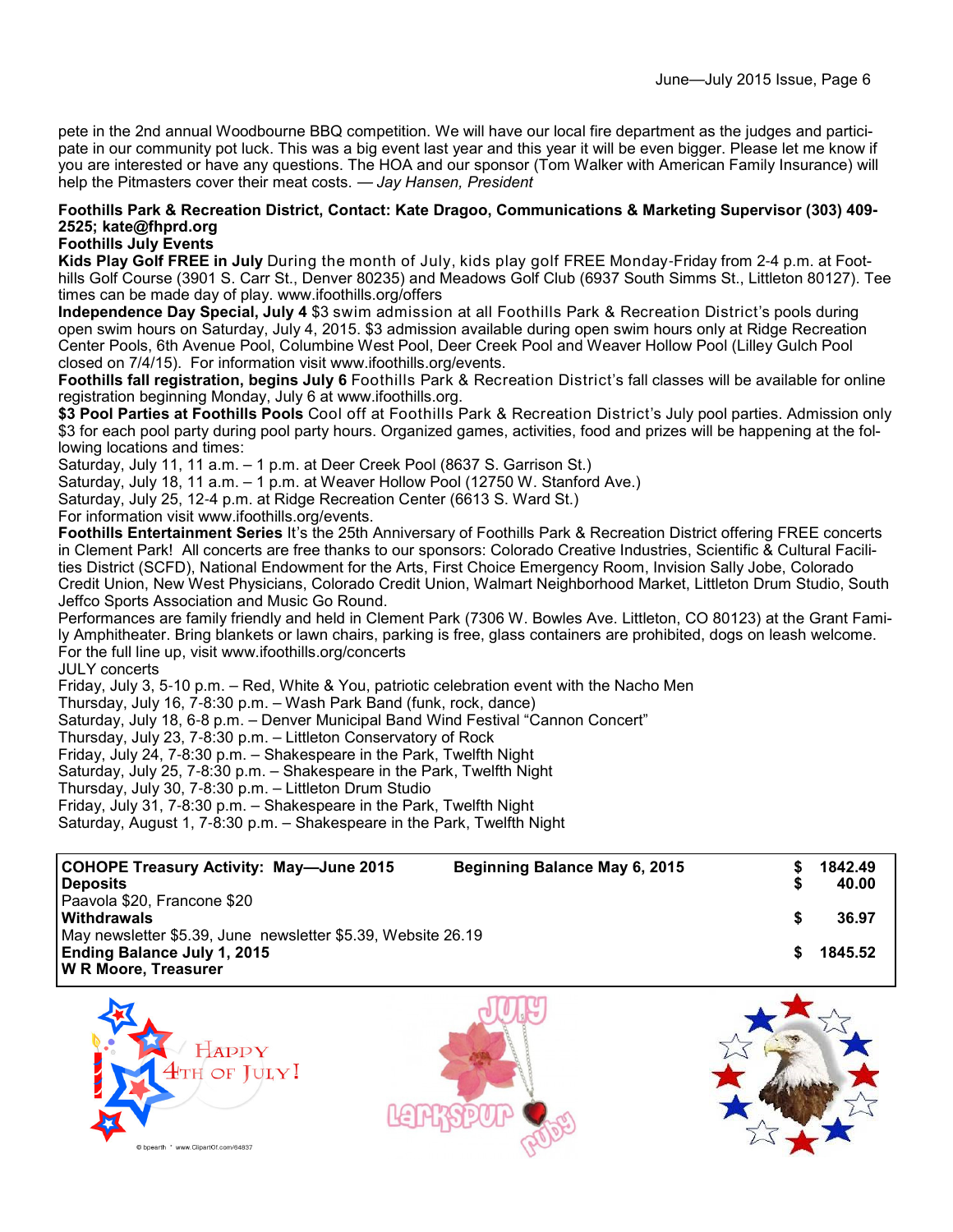pete in the 2nd annual Woodbourne BBQ competition. We will have our local fire department as the judges and participate in our community pot luck. This was a big event last year and this year it will be even bigger. Please let me know if you are interested or have any questions. The HOA and our sponsor (Tom Walker with American Family Insurance) will help the Pitmasters cover their meat costs. — *Jay Hansen, President*

**Foothills Park & Recreation District, Contact: Kate Dragoo, Communications & Marketing Supervisor (303) 409-2525; kate@fhprd.org**

**Foothills July Events**

**Kids Play Golf FREE in July** During the month of July, kids play golf FREE Monday-Friday from 2-4 p.m. at Foothills Golf Course (3901 S. Carr St., Denver 80235) and Meadows Golf Club (6937 South Simms St., Littleton 80127). Tee times can be made day of play. www.ifoothills.org/offers

**Independence Day Special, July 4** $3 swim admission at all Foothills Park & Recreation District's pools during open swim hours on Saturday, July 4, 2015. $3 admission available during open swim hours only at Ridge Recreation Center Pools, 6th Avenue Pool, Columbine West Pool, Deer Creek Pool and Weaver Hollow Pool (Lilley Gulch Pool closed on 7/4/15). For information visit www.ifoothills.org/events.

**Foothills fall registration, begins July 6** Foothills Park & Recreation District's fall classes will be available for online registration beginning Monday, July 6 at www.ifoothills.org.

**$3 Pool Parties at Foothills Pools** Cool off at Foothills Park & Recreation District's July pool parties. Admission only $3 for each pool party during pool party hours. Organized games, activities, food and prizes will be happening at the following locations and times:

Saturday, July 11, 11 a.m. – 1 p.m. at Deer Creek Pool (8637 S. Garrison St.)
Saturday, July 18, 11 a.m. – 1 p.m. at Weaver Hollow Pool (12750 W. Stanford Ave.)
Saturday, July 25, 12-4 p.m. at Ridge Recreation Center (6613 S. Ward St.)
For information visit www.ifoothills.org/events.

**Foothills Entertainment Series** It's the 25th Anniversary of Foothills Park & Recreation District offering FREE concerts in Clement Park! All concerts are free thanks to our sponsors: Colorado Creative Industries, Scientific & Cultural Facilities District (SCFD), National Endowment for the Arts, First Choice Emergency Room, Invision Sally Jobe, Colorado Credit Union, New West Physicians, Colorado Credit Union, Walmart Neighborhood Market, Littleton Drum Studio, South Jeffco Sports Association and Music Go Round.

Performances are family friendly and held in Clement Park (7306 W. Bowles Ave. Littleton, CO 80123) at the Grant Family Amphitheater. Bring blankets or lawn chairs, parking is free, glass containers are prohibited, dogs on leash welcome. For the full line up, visit www.ifoothills.org/concerts

JULY concerts

Friday, July 3, 5-10 p.m. – Red, White & You, patriotic celebration event with the Nacho Men
Thursday, July 16, 7-8:30 p.m. – Wash Park Band (funk, rock, dance)
Saturday, July 18, 6-8 p.m. – Denver Municipal Band Wind Festival "Cannon Concert"
Thursday, July 23, 7-8:30 p.m. – Littleton Conservatory of Rock
Friday, July 24, 7-8:30 p.m. – Shakespeare in the Park, Twelfth Night
Saturday, July 25, 7-8:30 p.m. – Shakespeare in the Park, Twelfth Night
Thursday, July 30, 7-8:30 p.m. – Littleton Drum Studio
Friday, July 31, 7-8:30 p.m. – Shakespeare in the Park, Twelfth Night
Saturday, August 1, 7-8:30 p.m. – Shakespeare in the Park, Twelfth Night

| **COHOPE Treasury Activity: May—June 2015** | **Beginning Balance May 6, 2015** | **$** | **1842.49** |
|---|---|---|---|
| **Deposits** | | **$** | **40.00** |
| Paavola $20, Francone $20 | | | |
| **Withdrawals** | | **$** | **36.97** |
| May newsletter $5.39, June newsletter $5.39, Website 26.19 | | | |
| **Ending Balance July 1, 2015** | | **$** | **1845.52** |
| **W R Moore, Treasurer** | | | |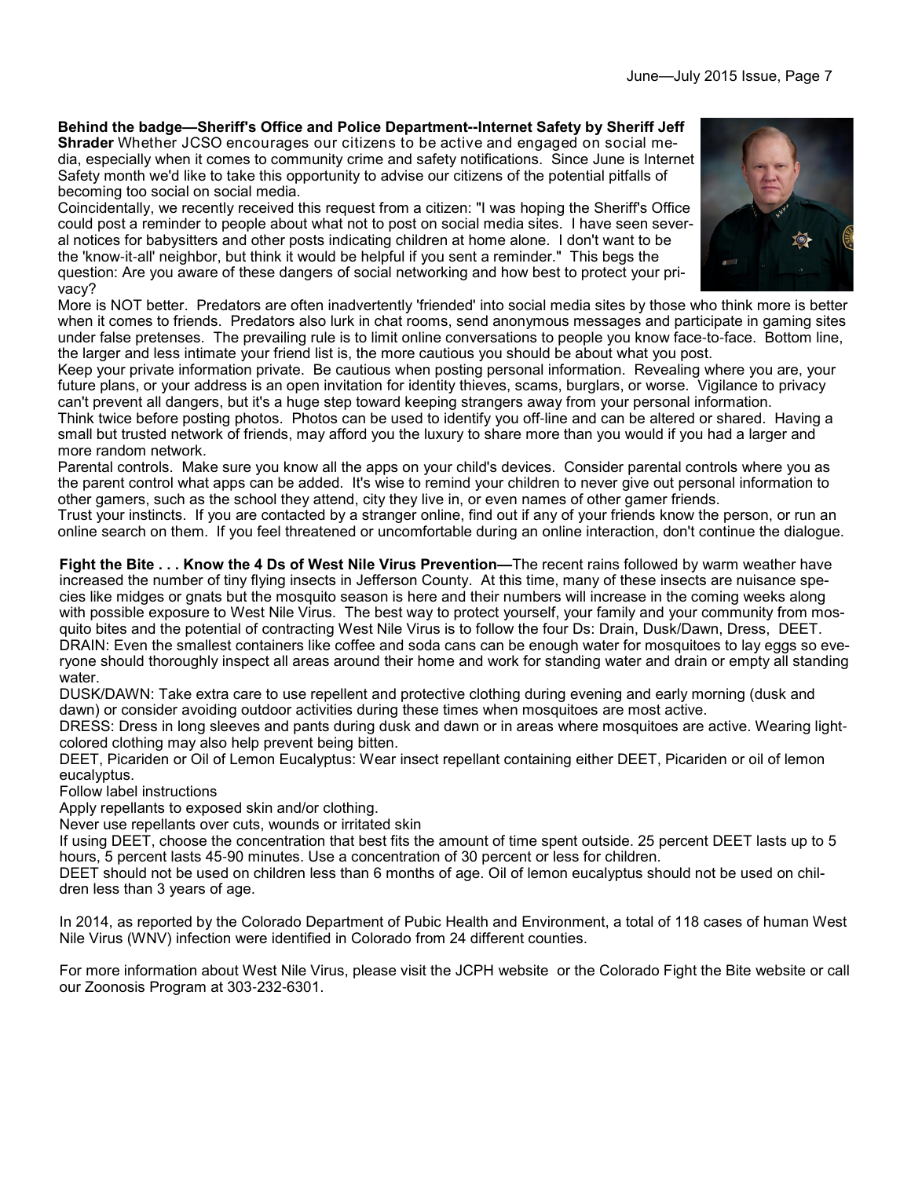**Behind the badge—Sheriff's Office and Police Department--Internet Safety by Sheriff Jeff Shrader** Whether JCSO encourages our citizens to be active and engaged on social media, especially when it comes to community crime and safety notifications. Since June is Internet Safety month we'd like to take this opportunity to advise our citizens of the potential pitfalls of becoming too social on social media.

Coincidentally, we recently received this request from a citizen: "I was hoping the Sheriff's Office could post a reminder to people about what not to post on social media sites. I have seen several notices for babysitters and other posts indicating children at home alone. I don't want to be the 'know-it-all' neighbor, but think it would be helpful if you sent a reminder." This begs the question: Are you aware of these dangers of social networking and how best to protect your privacy?

More is NOT better. Predators are often inadvertently 'friended' into social media sites by those who think more is better when it comes to friends. Predators also lurk in chat rooms, send anonymous messages and participate in gaming sites under false pretenses. The prevailing rule is to limit online conversations to people you know face-to-face. Bottom line, the larger and less intimate your friend list is, the more cautious you should be about what you post.

Keep your private information private. Be cautious when posting personal information. Revealing where you are, your future plans, or your address is an open invitation for identity thieves, scams, burglars, or worse. Vigilance to privacy can't prevent all dangers, but it's a huge step toward keeping strangers away from your personal information.

Think twice before posting photos. Photos can be used to identify you off-line and can be altered or shared. Having a small but trusted network of friends, may afford you the luxury to share more than you would if you had a larger and more random network.

Parental controls. Make sure you know all the apps on your child's devices. Consider parental controls where you as the parent control what apps can be added. It's wise to remind your children to never give out personal information to other gamers, such as the school they attend, city they live in, or even names of other gamer friends.

Trust your instincts. If you are contacted by a stranger online, find out if any of your friends know the person, or run an online search on them. If you feel threatened or uncomfortable during an online interaction, don't continue the dialogue.

**Fight the Bite . . . Know the 4 Ds of West Nile Virus Prevention—**The recent rains followed by warm weather have increased the number of tiny flying insects in Jefferson County. At this time, many of these insects are nuisance species like midges or gnats but the mosquito season is here and their numbers will increase in the coming weeks along with possible exposure to West Nile Virus. The best way to protect yourself, your family and your community from mosquito bites and the potential of contracting West Nile Virus is to follow the four Ds: Drain, Dusk/Dawn, Dress, DEET.

DRAIN: Even the smallest containers like coffee and soda cans can be enough water for mosquitoes to lay eggs so everyone should thoroughly inspect all areas around their home and work for standing water and drain or empty all standing water.

DUSK/DAWN: Take extra care to use repellent and protective clothing during evening and early morning (dusk and dawn) or consider avoiding outdoor activities during these times when mosquitoes are most active.

DRESS: Dress in long sleeves and pants during dusk and dawn or in areas where mosquitoes are active. Wearing light-colored clothing may also help prevent being bitten.

DEET, Picariden or Oil of Lemon Eucalyptus: Wear insect repellant containing either DEET, Picariden or oil of lemon eucalyptus.

Follow label instructions

Apply repellants to exposed skin and/or clothing.

Never use repellants over cuts, wounds or irritated skin

If using DEET, choose the concentration that best fits the amount of time spent outside. 25 percent DEET lasts up to 5 hours, 5 percent lasts 45-90 minutes. Use a concentration of 30 percent or less for children.

DEET should not be used on children less than 6 months of age. Oil of lemon eucalyptus should not be used on children less than 3 years of age.

In 2014, as reported by the Colorado Department of Pubic Health and Environment, a total of 118 cases of human West Nile Virus (WNV) infection were identified in Colorado from 24 different counties.

For more information about West Nile Virus, please visit the JCPH website or the Colorado Fight the Bite website or call our Zoonosis Program at 303-232-6301.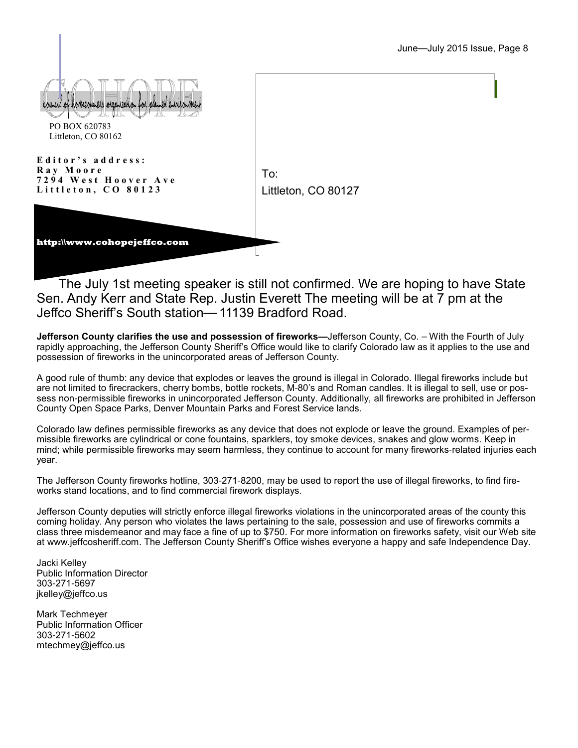COHOPE

council of homeowners organization for planned environment

PO BOX 620783
Littleton, CO 80162

**Editor's address:**
**Ray Moore**
**7294 West Hoover Ave**
**Littleton, CO 80123**

To:
Littleton, CO 80127

**http:\\www.cohopejeffco.com**

The July 1st meeting speaker is still not confirmed. We are hoping to have State Sen. Andy Kerr and State Rep. Justin Everett The meeting will be at 7 pm at the Jeffco Sheriff's South station— 11139 Bradford Road.

**Jefferson County clarifies the use and possession of fireworks—**Jefferson County, Co. – With the Fourth of July rapidly approaching, the Jefferson County Sheriff's Office would like to clarify Colorado law as it applies to the use and possession of fireworks in the unincorporated areas of Jefferson County.

A good rule of thumb: any device that explodes or leaves the ground is illegal in Colorado. Illegal fireworks include but are not limited to firecrackers, cherry bombs, bottle rockets, M-80's and Roman candles. It is illegal to sell, use or possess non-permissible fireworks in unincorporated Jefferson County. Additionally, all fireworks are prohibited in Jefferson County Open Space Parks, Denver Mountain Parks and Forest Service lands.

Colorado law defines permissible fireworks as any device that does not explode or leave the ground. Examples of permissible fireworks are cylindrical or cone fountains, sparklers, toy smoke devices, snakes and glow worms. Keep in mind; while permissible fireworks may seem harmless, they continue to account for many fireworks-related injuries each year.

The Jefferson County fireworks hotline, 303-271-8200, may be used to report the use of illegal fireworks, to find fireworks stand locations, and to find commercial firework displays.

Jefferson County deputies will strictly enforce illegal fireworks violations in the unincorporated areas of the county this coming holiday. Any person who violates the laws pertaining to the sale, possession and use of fireworks commits a class three misdemeanor and may face a fine of up to $750. For more information on fireworks safety, visit our Web site at www.jeffcosheriff.com. The Jefferson County Sheriff's Office wishes everyone a happy and safe Independence Day.

Jacki Kelley
Public Information Director
303-271-5697
jkelley@jeffco.us

Mark Techmeyer
Public Information Officer
303-271-5602
mtechmey@jeffco.us